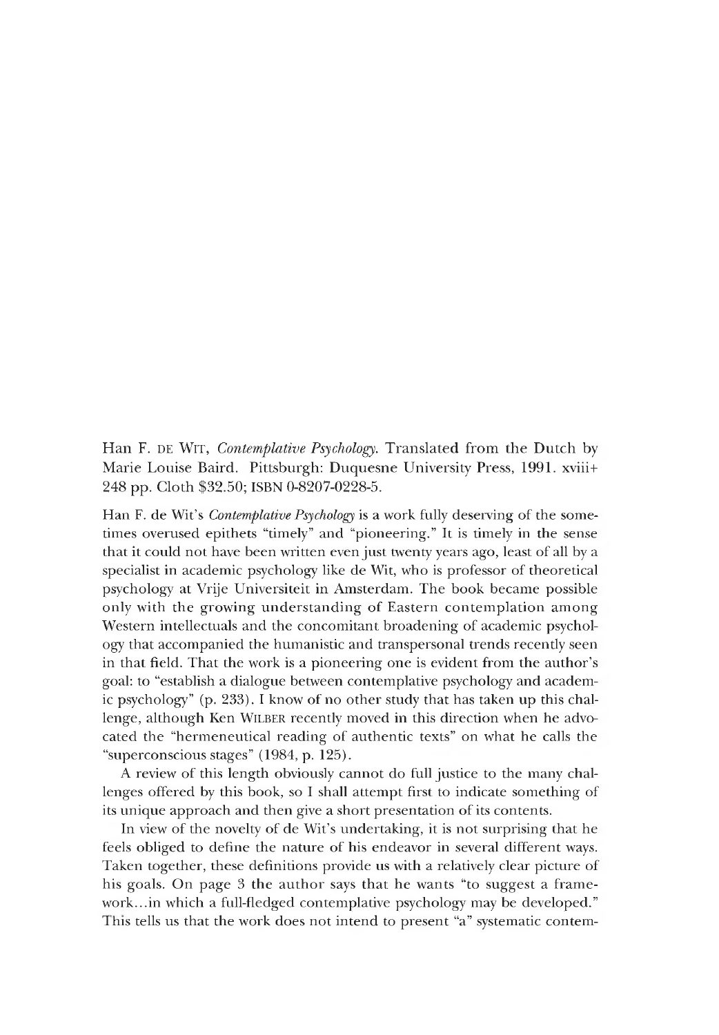Han F. DE WIT, *Contemplative Psychology*. Translated from the Dutch by Marie Louise Baird. Pittsburgh: Duquesne University Press, 1991. xviii+ 248 pp. Cloth $32.50; ISBN 0-8207-0228-5.

Han F. de Wit's *Contemplative Psychology* is a work fully deserving of the sometimes overused epithets "timely" and "pioneering." It is timely in the sense that it could not have been written even just twenty years ago, least of all by a specialist in academic psychology like de Wit, who is professor of theoretical psychology at Vrije Universiteit in Amsterdam. The book became possible only with the growing understanding of Eastern contemplation among Western intellectuals and the concomitant broadening of academic psychology that accompanied the humanistic and transpersonal trends recently seen in that field. That the work is a pioneering one is evident from the author's goal: to "establish a dialogue between contemplative psychology and academic psychology" (p. 233). I know of no other study that has taken up this challenge, although Ken WILBER recently moved in this direction when he advocated the "hermeneutical reading of authentic texts" on what he calls the "superconscious stages" (1984, p. 125).

A review of this length obviously cannot do full justice to the many challenges offered by this book, so I shall attempt first to indicate something of its unique approach and then give a short presentation of its contents.

In view of the novelty of de Wit's undertaking, it is not surprising that he feels obliged to define the nature of his endeavor in several different ways. Taken together, these definitions provide us with a relatively clear picture of his goals. On page 3 the author says that he wants "to suggest a framework...in which a full-fledged contemplative psychology may be developed." This tells us that the work does not intend to present "a" systematic contem-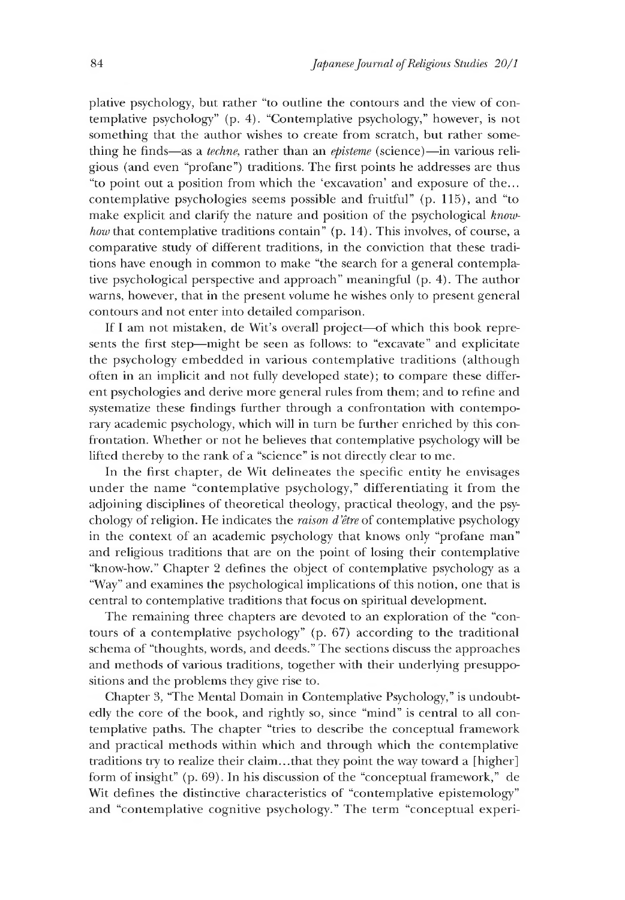plative psychology, but rather "to outline the contours and the view of contemplative psychology" (p. 4). "Contemplative psychology," however, is not something that the author wishes to create from scratch, but rather something he finds—as a *techne*, rather than an *episteme* (science)—in various religious (and even "profane") traditions. The first points he addresses are thus "to point out a position from which the 'excavation' and exposure of the... contemplative psychologies seems possible and fruitful" (p. 115), and "to make explicit and clarify the nature and position of the psychological *know-how* that contemplative traditions contain" (p. 14). This involves, of course, a comparative study of different traditions, in the conviction that these traditions have enough in common to make "the search for a general contemplative psychological perspective and approach" meaningful (p. 4). The author warns, however, that in the present volume he wishes only to present general contours and not enter into detailed comparison.

If I am not mistaken, de Wit's overall project—of which this book represents the first step—might be seen as follows: to "excavate" and explicitate the psychology embedded in various contemplative traditions (although often in an implicit and not fully developed state); to compare these different psychologies and derive more general rules from them; and to refine and systematize these findings further through a confrontation with contemporary academic psychology, which will in turn be further enriched by this confrontation. Whether or not he believes that contemplative psychology will be lifted thereby to the rank of a "science" is not directly clear to me.

In the first chapter, de Wit delineates the specific entity he envisages under the name "contemplative psychology," differentiating it from the adjoining disciplines of theoretical theology, practical theology, and the psychology of religion. He indicates the *raison d'être* of contemplative psychology in the context of an academic psychology that knows only "profane man" and religious traditions that are on the point of losing their contemplative "know-how." Chapter 2 defines the object of contemplative psychology as a "Way" and examines the psychological implications of this notion, one that is central to contemplative traditions that focus on spiritual development.

The remaining three chapters are devoted to an exploration of the "contours of a contemplative psychology" (p. 67) according to the traditional schema of "thoughts, words, and deeds." The sections discuss the approaches and methods of various traditions, together with their underlying presuppositions and the problems they give rise to.

Chapter 3, "The Mental Domain in Contemplative Psychology," is undoubtedly the core of the book, and rightly so, since "mind" is central to all contemplative paths. The chapter "tries to describe the conceptual framework and practical methods within which and through which the contemplative traditions try to realize their claim...that they point the way toward a [higher] form of insight" (p. 69). In his discussion of the "conceptual framework," de Wit defines the distinctive characteristics of "contemplative epistemology" and "contemplative cognitive psychology." The term "conceptual experi-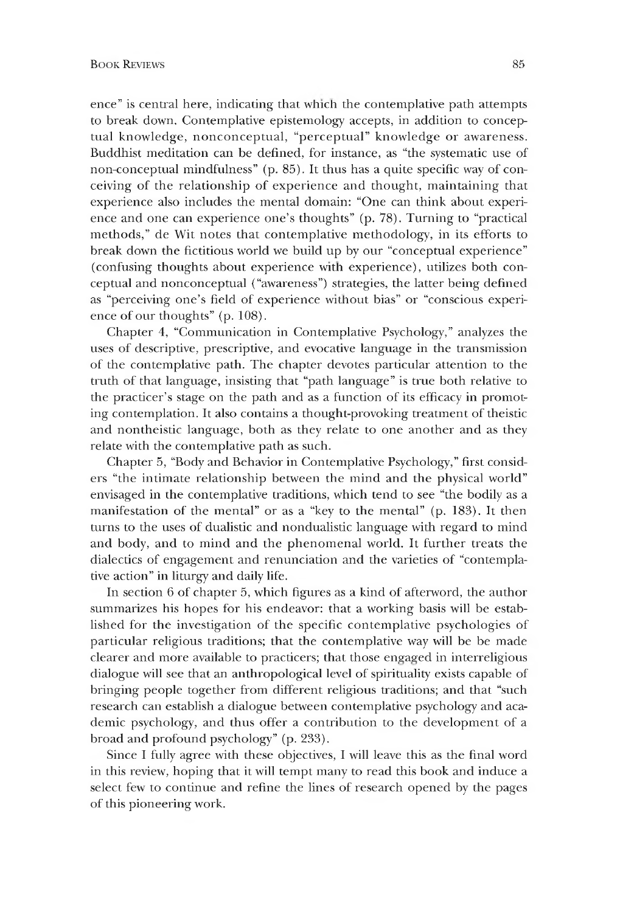ence" is central here, indicating that which the contemplative path attempts to break down. Contemplative epistemology accepts, in addition to conceptual knowledge, nonconceptual, "perceptual" knowledge or awareness. Buddhist meditation can be defined, for instance, as "the systematic use of non-conceptual mindfulness" (p. 85). It thus has a quite specific way of conceiving of the relationship of experience and thought, maintaining that experience also includes the mental domain: "One can think about experience and one can experience one's thoughts" (p. 78). Turning to "practical methods," de Wit notes that contemplative methodology, in its efforts to break down the fictitious world we build up by our "conceptual experience" (confusing thoughts about experience with experience), utilizes both conceptual and nonconceptual ("awareness") strategies, the latter being defined as "perceiving one's field of experience without bias" or "conscious experience of our thoughts" (p. 108).

Chapter 4, "Communication in Contemplative Psychology," analyzes the uses of descriptive, prescriptive, and evocative language in the transmission of the contemplative path. The chapter devotes particular attention to the truth of that language, insisting that "path language" is true both relative to the practicer's stage on the path and as a function of its efficacy in promoting contemplation. It also contains a thought-provoking treatment of theistic and nontheistic language, both as they relate to one another and as they relate with the contemplative path as such.

Chapter 5, "Body and Behavior in Contemplative Psychology," first considers "the intimate relationship between the mind and the physical world" envisaged in the contemplative traditions, which tend to see "the bodily as a manifestation of the mental" or as a "key to the mental" (p. 183). It then turns to the uses of dualistic and nondualistic language with regard to mind and body, and to mind and the phenomenal world. It further treats the dialectics of engagement and renunciation and the varieties of "contemplative action" in liturgy and daily life.

In section 6 of chapter 5, which figures as a kind of afterword, the author summarizes his hopes for his endeavor: that a working basis will be established for the investigation of the specific contemplative psychologies of particular religious traditions; that the contemplative way will be be made clearer and more available to practicers; that those engaged in interreligious dialogue will see that an anthropological level of spirituality exists capable of bringing people together from different religious traditions; and that "such research can establish a dialogue between contemplative psychology and academic psychology, and thus offer a contribution to the development of a broad and profound psychology" (p. 233).

Since I fully agree with these objectives, I will leave this as the final word in this review, hoping that it will tempt many to read this book and induce a select few to continue and refine the lines of research opened by the pages of this pioneering work.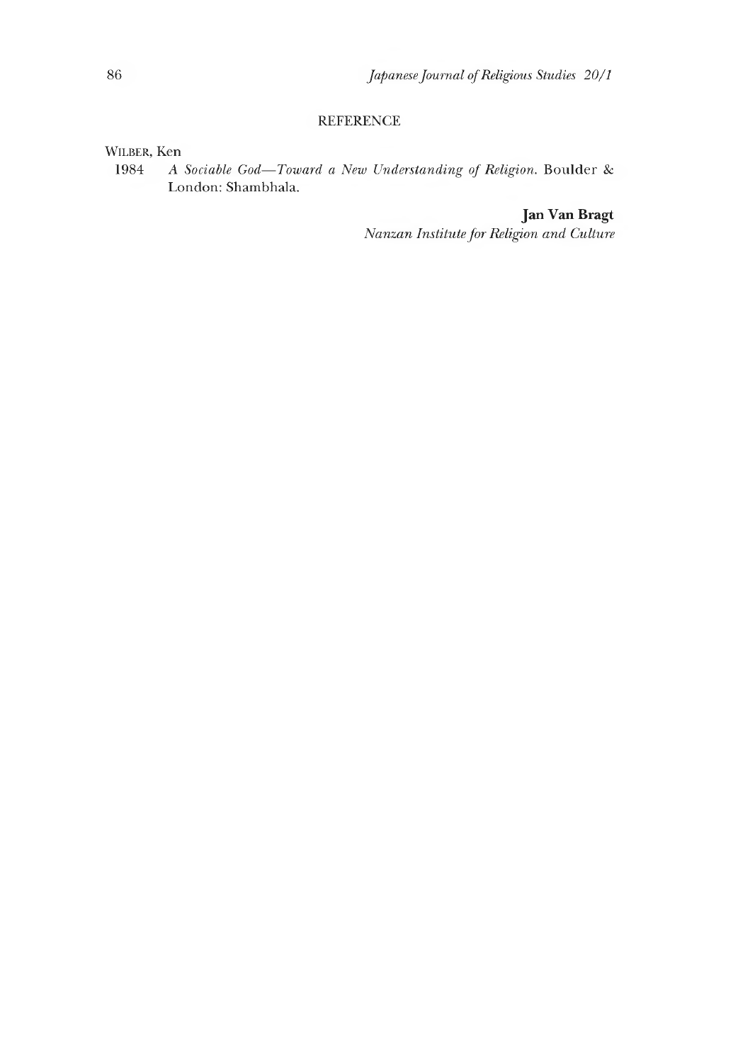## REFERENCE

WILBER, Ken

1984 *A Sociable God—Toward a New Understanding of Religion.* Boulder & London: Shambhala.

**Jan Van Bragt**
*Nanzan Institute for Religion and Culture*